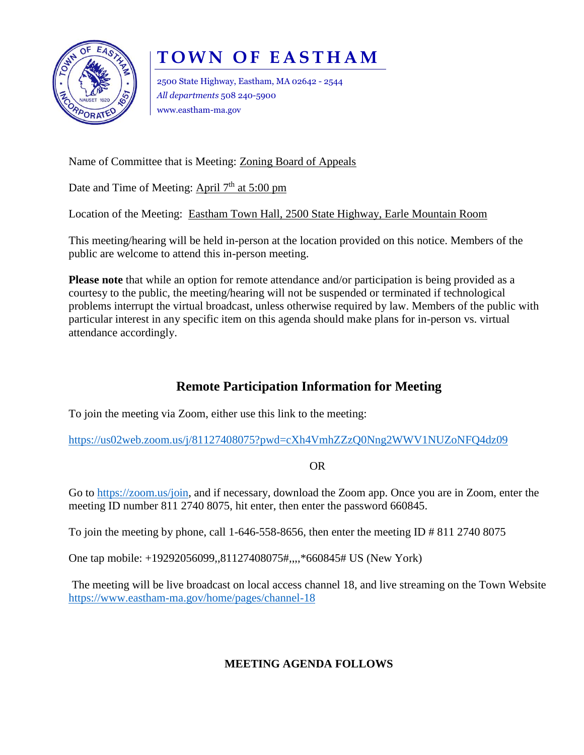# TOWN OF EASTHAM

2500 State Highway, Eastham, MA 02642 - 2544
*All departments* 508 240-5900
www.eastham-ma.gov

Name of Committee that is Meeting: Zoning Board of Appeals

Date and Time of Meeting: April 7th at 5:00 pm

Location of the Meeting: Eastham Town Hall, 2500 State Highway, Earle Mountain Room

This meeting/hearing will be held in-person at the location provided on this notice. Members of the public are welcome to attend this in-person meeting.

**Please note** that while an option for remote attendance and/or participation is being provided as a courtesy to the public, the meeting/hearing will not be suspended or terminated if technological problems interrupt the virtual broadcast, unless otherwise required by law. Members of the public with particular interest in any specific item on this agenda should make plans for in-person vs. virtual attendance accordingly.

## Remote Participation Information for Meeting

To join the meeting via Zoom, either use this link to the meeting:

https://us02web.zoom.us/j/81127408075?pwd=cXh4VmhZZzQ0Nng2WWV1NUZoNFQ4dz09

OR

Go to https://zoom.us/join, and if necessary, download the Zoom app. Once you are in Zoom, enter the meeting ID number 811 2740 8075, hit enter, then enter the password 660845.

To join the meeting by phone, call 1-646-558-8656, then enter the meeting ID # 811 2740 8075

One tap mobile: +19292056099,,81127408075#,,,,*660845# US (New York)

The meeting will be live broadcast on local access channel 18, and live streaming on the Town Website https://www.eastham-ma.gov/home/pages/channel-18

**MEETING AGENDA FOLLOWS**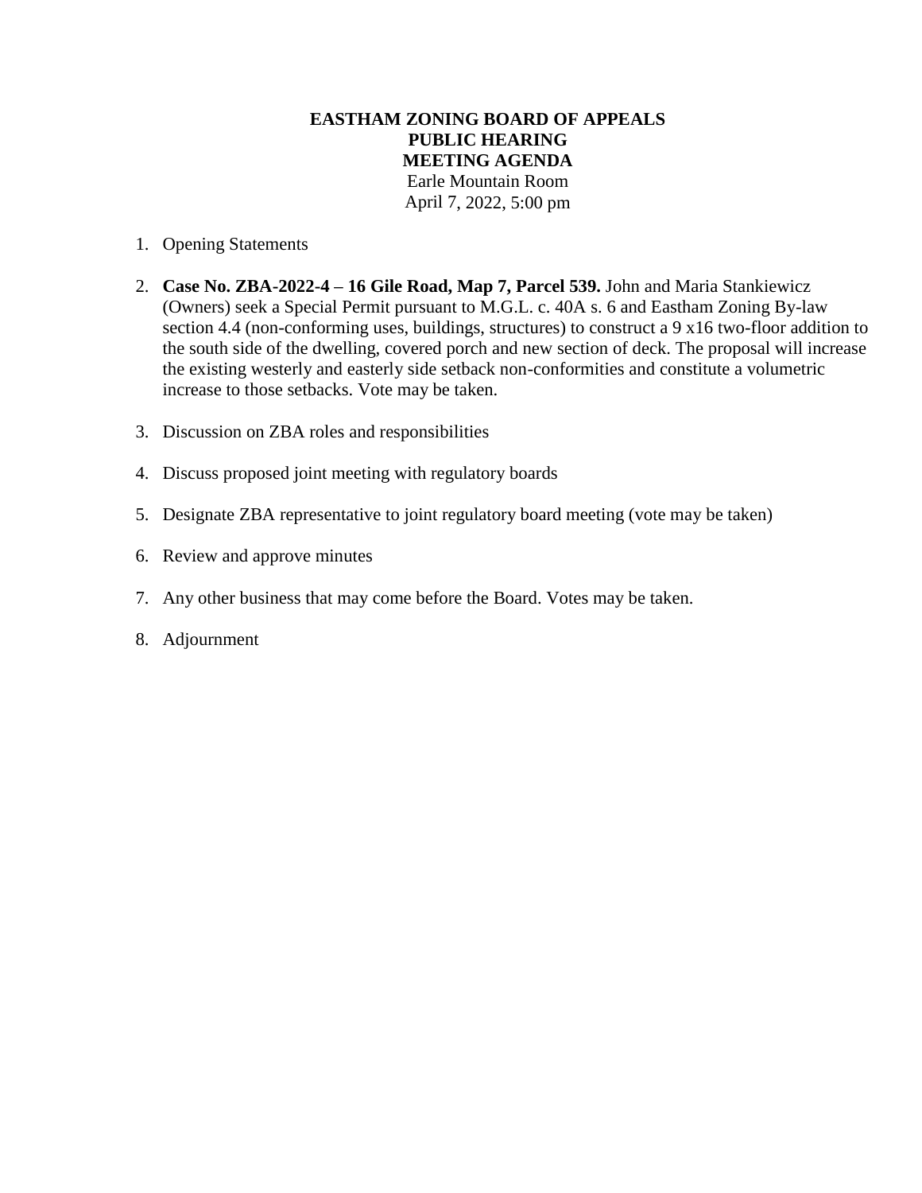**EASTHAM ZONING BOARD OF APPEALS**
**PUBLIC HEARING**
**MEETING AGENDA**
Earle Mountain Room
April 7, 2022, 5:00 pm

1. Opening Statements

2. **Case No. ZBA-2022-4 – 16 Gile Road, Map 7, Parcel 539.** John and Maria Stankiewicz (Owners) seek a Special Permit pursuant to M.G.L. c. 40A s. 6 and Eastham Zoning By-law section 4.4 (non-conforming uses, buildings, structures) to construct a 9 x16 two-floor addition to the south side of the dwelling, covered porch and new section of deck. The proposal will increase the existing westerly and easterly side setback non-conformities and constitute a volumetric increase to those setbacks. Vote may be taken.

3. Discussion on ZBA roles and responsibilities

4. Discuss proposed joint meeting with regulatory boards

5. Designate ZBA representative to joint regulatory board meeting (vote may be taken)

6. Review and approve minutes

7. Any other business that may come before the Board. Votes may be taken.

8. Adjournment